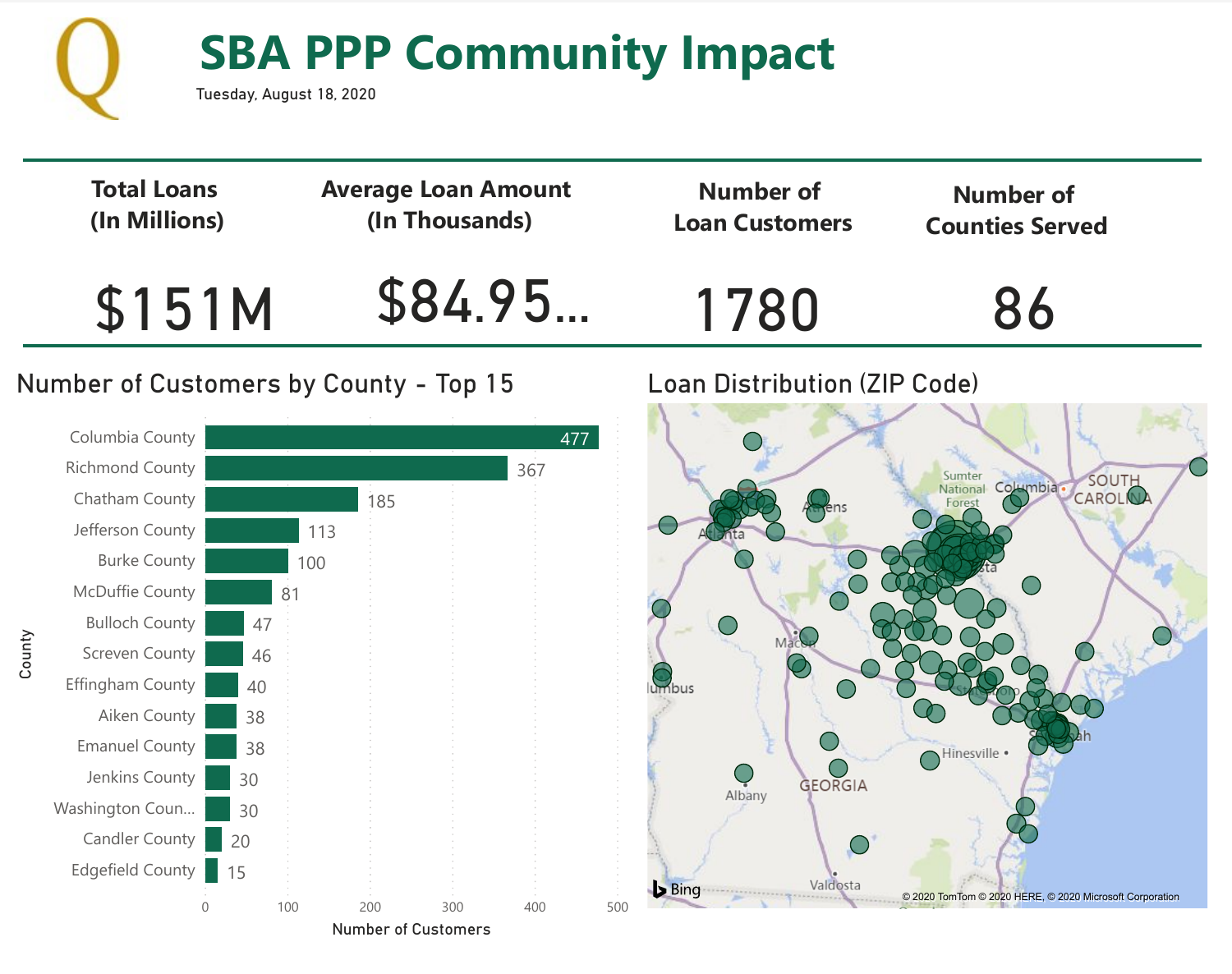# SBA PPP Community Impact

Tuesday, August 18, 2020

| Total Loans (In Millions) | Average Loan Amount (In Thousands) | Number of Loan Customers | Number of Counties Served |
|---|---|---|---|
| $151M | $84.95... | 1780 | 86 |

## Number of Customers by County - Top 15

| County | Number of Customers |
|---|---|
| Columbia County | 477 |
| Richmond County | 367 |
| Chatham County | 185 |
| Jefferson County | 113 |
| Burke County | 100 |
| McDuffie County | 81 |
| Bulloch County | 47 |
| Screven County | 46 |
| Effingham County | 40 |
| Aiken County | 38 |
| Emanuel County | 38 |
| Jenkins County | 30 |
| Washington Coun... | 30 |
| Candler County | 20 |
| Edgefield County | 15 |

## Loan Distribution (ZIP Code)

© 2020 TomTom © 2020 HERE, © 2020 Microsoft Corporation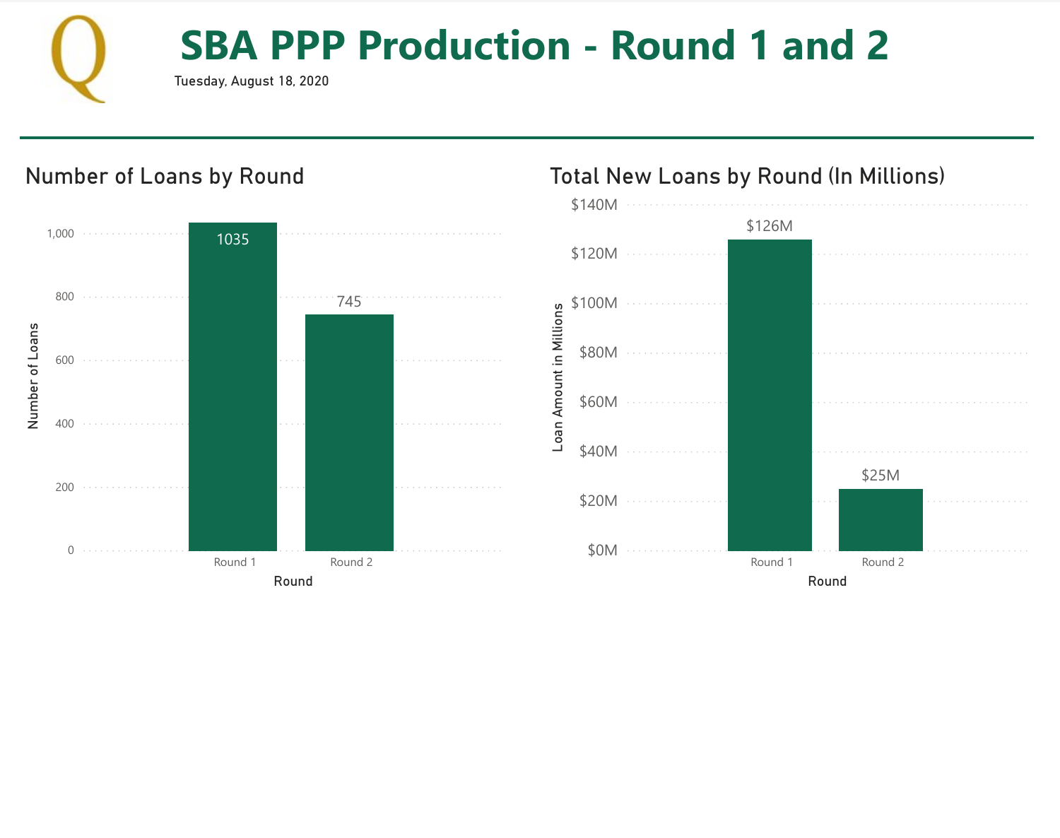# SBA PPP Production - Round 1 and 2

Tuesday, August 18, 2020

## Number of Loans by Round

| Round | Number of Loans |
|---|---|
| Round 1 | 1035 |
| Round 2 | 745 |

## Total New Loans by Round (In Millions)

| Round | Loan Amount in Millions |
|---|---|
| Round 1 | $126M |
| Round 2 | $25M |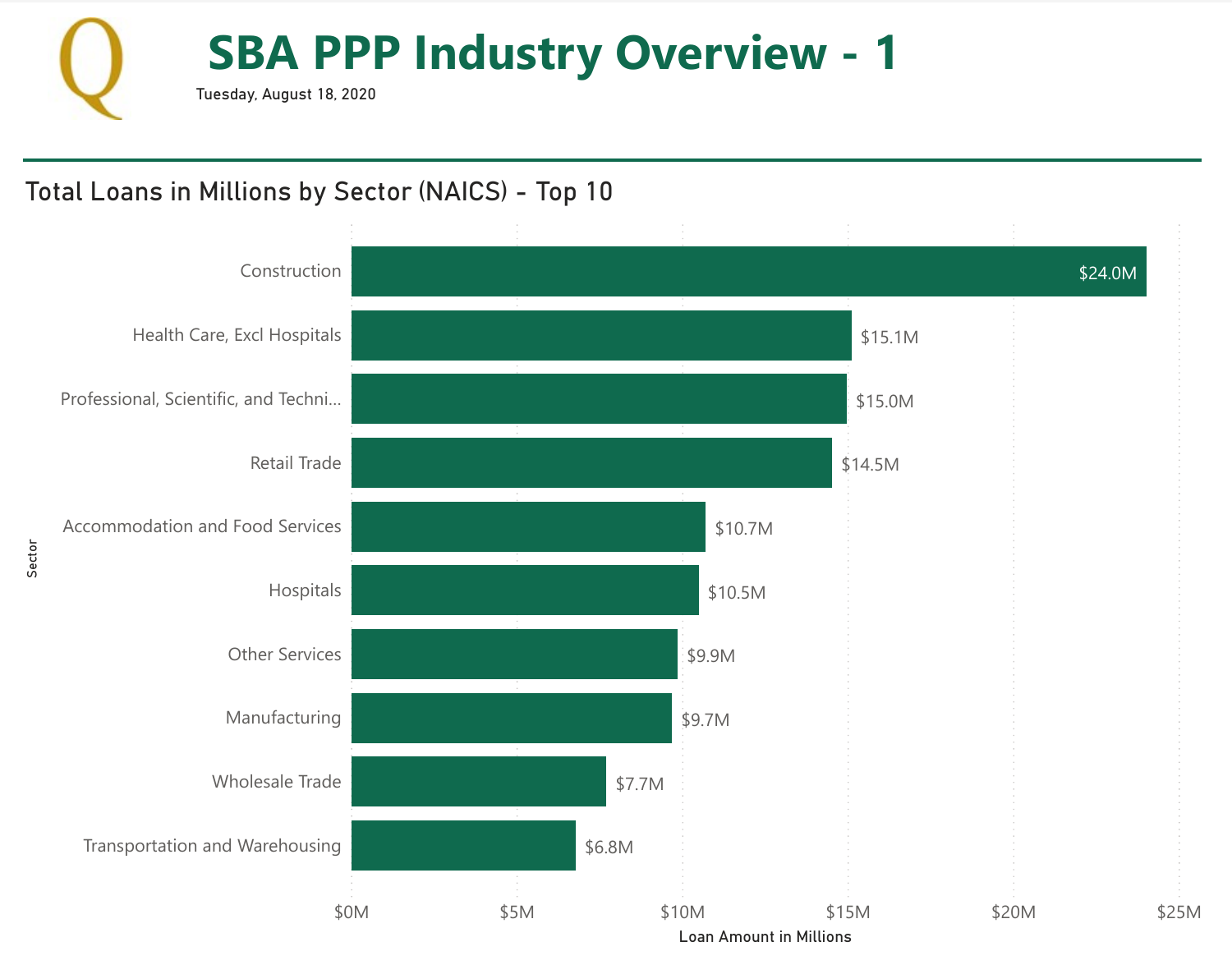# SBA PPP Industry Overview - 1

Tuesday, August 18, 2020

## Total Loans in Millions by Sector (NAICS) - Top 10

| Sector | Loan Amount in Millions |
|---|---|
| Construction | $24.0M |
| Health Care, Excl Hospitals | $15.1M |
| Professional, Scientific, and Techni... | $15.0M |
| Retail Trade | $14.5M |
| Accommodation and Food Services | $10.7M |
| Hospitals | $10.5M |
| Other Services | $9.9M |
| Manufacturing | $9.7M |
| Wholesale Trade | $7.7M |
| Transportation and Warehousing | $6.8M |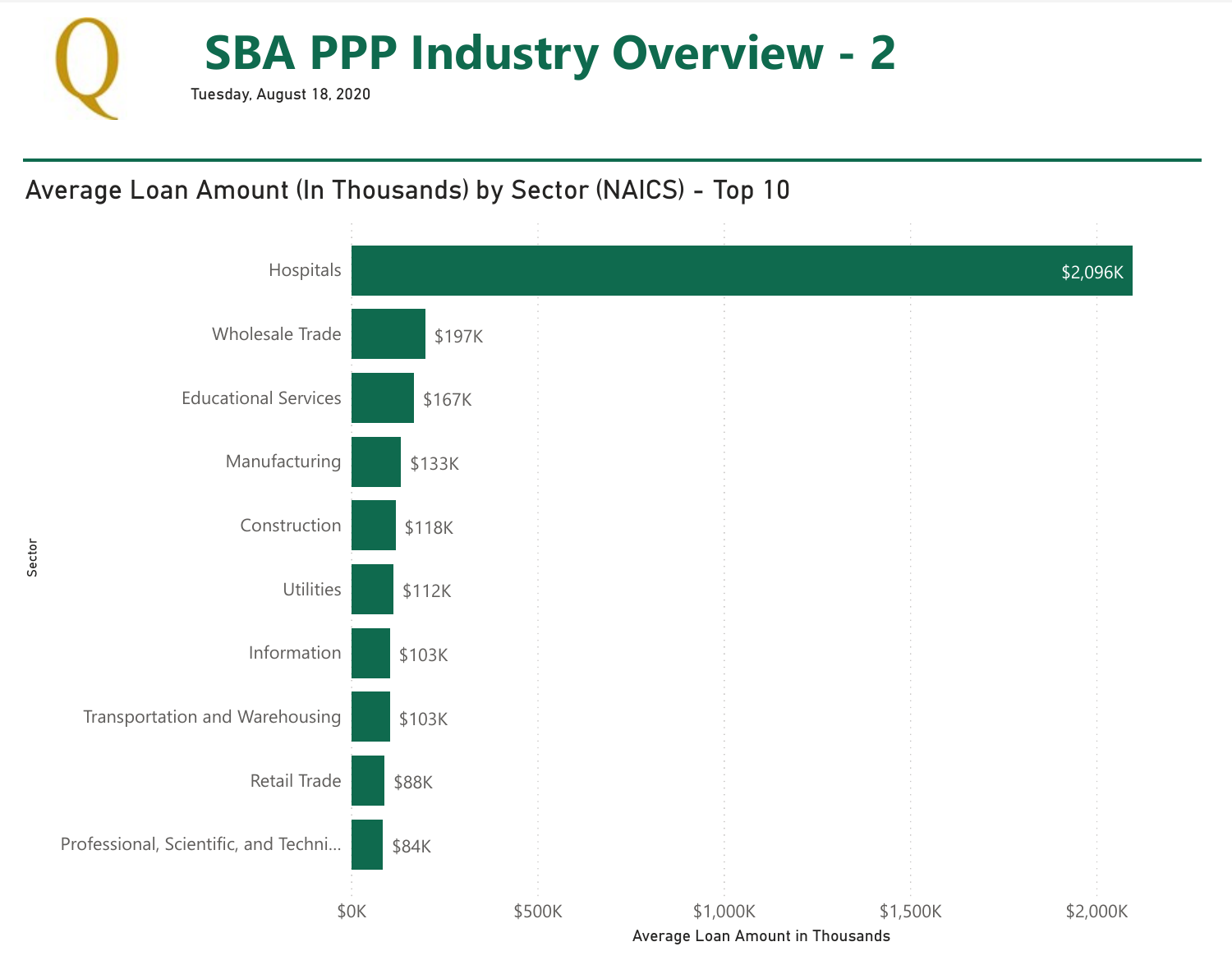# SBA PPP Industry Overview - 2

Tuesday, August 18, 2020

## Average Loan Amount (In Thousands) by Sector (NAICS) - Top 10

| Sector | Average Loan Amount in Thousands |
| --- | --- |
| Hospitals | $2,096K |
| Wholesale Trade | $197K |
| Educational Services | $167K |
| Manufacturing | $133K |
| Construction | $118K |
| Utilities | $112K |
| Information | $103K |
| Transportation and Warehousing | $103K |
| Retail Trade | $88K |
| Professional, Scientific, and Techni... | $84K |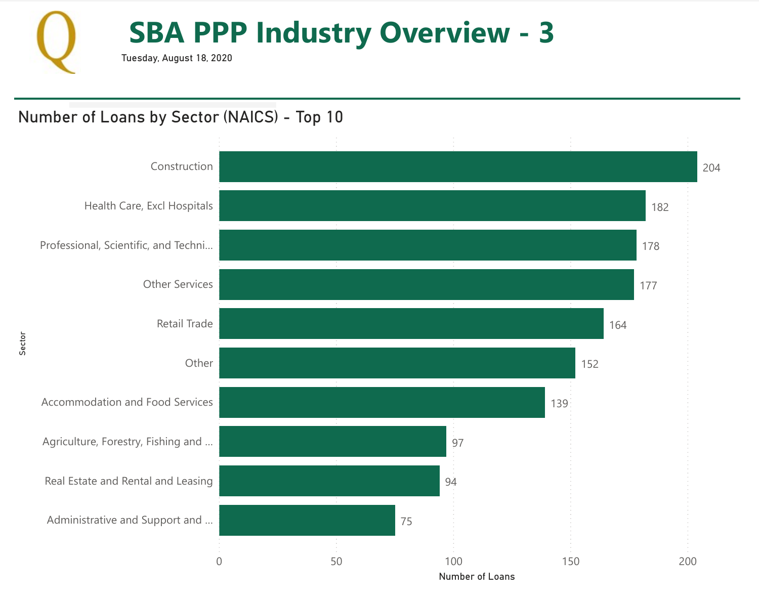# SBA PPP Industry Overview - 3

Tuesday, August 18, 2020

## Number of Loans by Sector (NAICS) - Top 10

Sector

Construction 204

Health Care, Excl Hospitals 182

Professional, Scientific, and Techni... 178

Other Services 177

Retail Trade 164

Other 152

Accommodation and Food Services 139

Agriculture, Forestry, Fishing and ... 97

Real Estate and Rental and Leasing 94

Administrative and Support and ... 75

0 50 100 150 200

Number of Loans